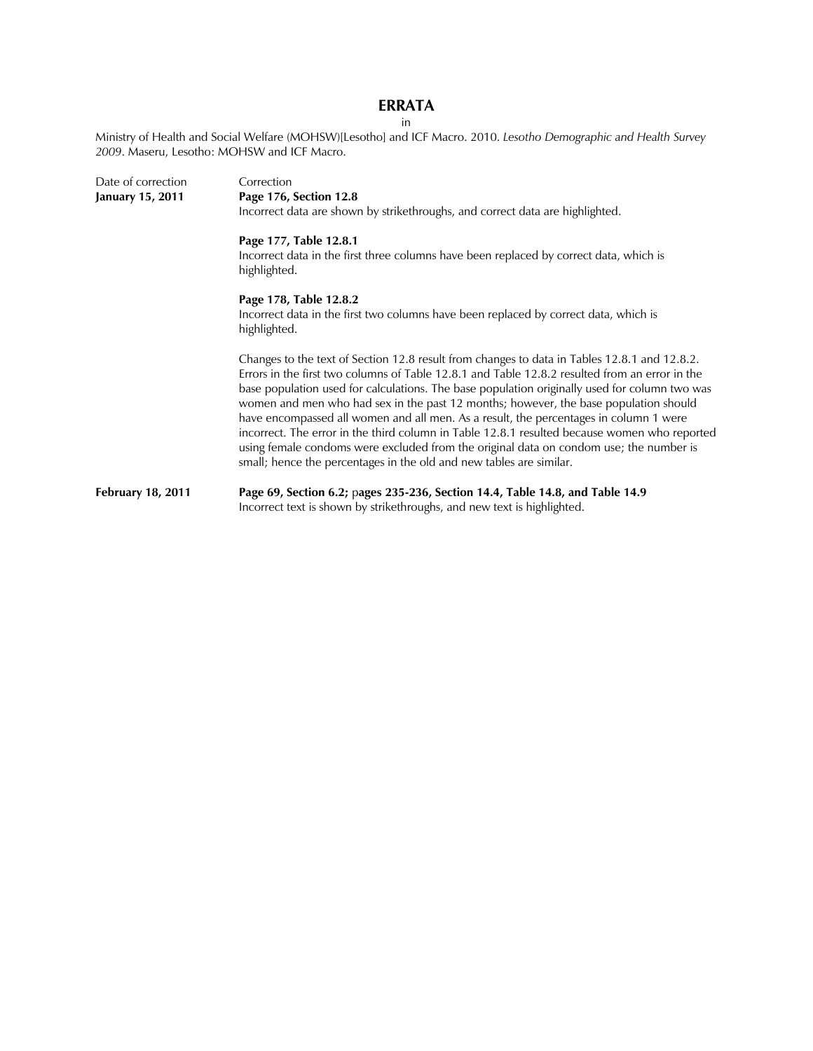# ERRATA

in

Ministry of Health and Social Welfare (MOHSW)[Lesotho] and ICF Macro. 2010. *Lesotho Demographic and Health Survey 2009*. Maseru, Lesotho: MOHSW and ICF Macro.

| Date of correction | Correction |
|---|---|
| **January 15, 2011** | **Page 176, Section 12.8**<br>Incorrect data are shown by strikethroughs, and correct data are highlighted.<br><br>**Page 177, Table 12.8.1**<br>Incorrect data in the first three columns have been replaced by correct data, which is highlighted.<br><br>**Page 178, Table 12.8.2**<br>Incorrect data in the first two columns have been replaced by correct data, which is highlighted.<br><br>Changes to the text of Section 12.8 result from changes to data in Tables 12.8.1 and 12.8.2. Errors in the first two columns of Table 12.8.1 and Table 12.8.2 resulted from an error in the base population used for calculations. The base population originally used for column two was women and men who had sex in the past 12 months; however, the base population should have encompassed all women and all men. As a result, the percentages in column 1 were incorrect. The error in the third column in Table 12.8.1 resulted because women who reported using female condoms were excluded from the original data on condom use; the number is small; hence the percentages in the old and new tables are similar. |
| **February 18, 2011** | **Page 69, Section 6.2;** p**ages 235-236, Section 14.4, Table 14.8, and Table 14.9**<br>Incorrect text is shown by strikethroughs, and new text is highlighted. |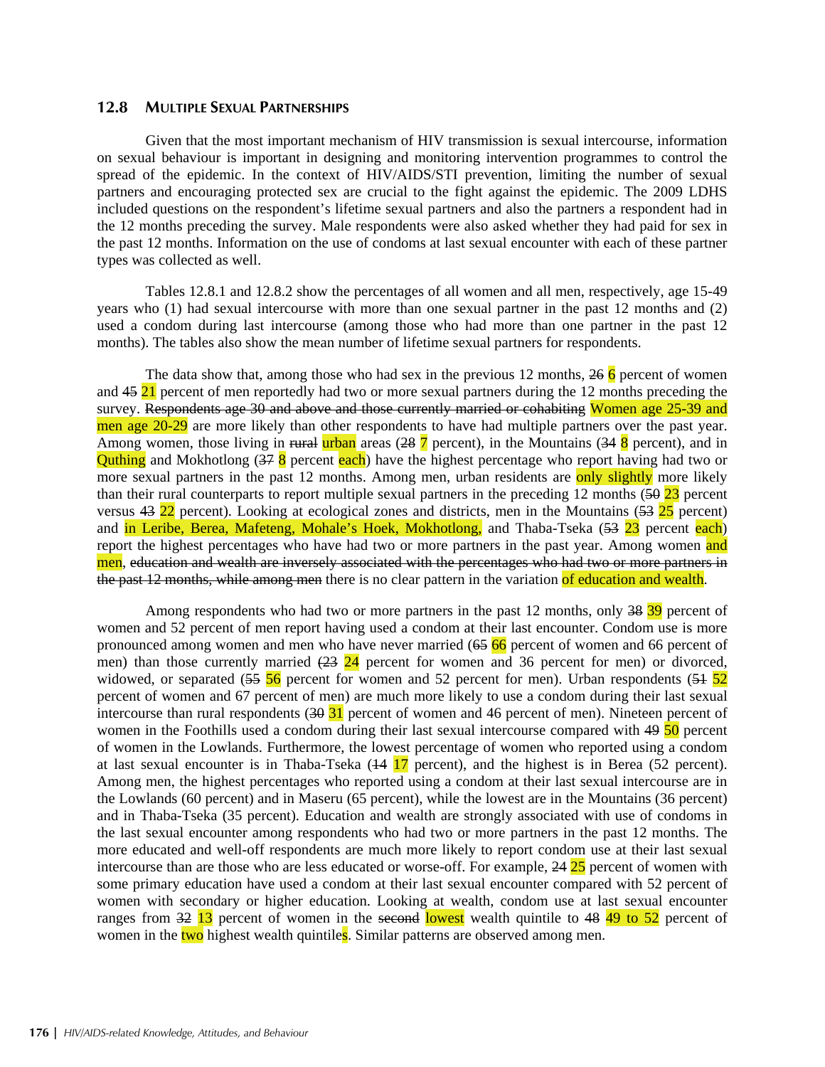## 12.8 Multiple Sexual Partnerships

Given that the most important mechanism of HIV transmission is sexual intercourse, information on sexual behaviour is important in designing and monitoring intervention programmes to control the spread of the epidemic. In the context of HIV/AIDS/STI prevention, limiting the number of sexual partners and encouraging protected sex are crucial to the fight against the epidemic. The 2009 LDHS included questions on the respondent's lifetime sexual partners and also the partners a respondent had in the 12 months preceding the survey. Male respondents were also asked whether they had paid for sex in the past 12 months. Information on the use of condoms at last sexual encounter with each of these partner types was collected as well.

Tables 12.8.1 and 12.8.2 show the percentages of all women and all men, respectively, age 15-49 years who (1) had sexual intercourse with more than one sexual partner in the past 12 months and (2) used a condom during last intercourse (among those who had more than one partner in the past 12 months). The tables also show the mean number of lifetime sexual partners for respondents.

The data show that, among those who had sex in the previous 12 months, ~~26~~ 6 percent of women and ~~45~~ 21 percent of men reportedly had two or more sexual partners during the 12 months preceding the survey. ~~Respondents age 30 and above and those currently married or cohabiting~~ Women age 25-39 and men age 20-29 are more likely than other respondents to have had multiple partners over the past year. Among women, those living in ~~rural~~ urban areas (~~28~~ 7 percent), in the Mountains (~~34~~ 8 percent), and in Quthing and Mokhotlong (~~37~~ 8 percent each) have the highest percentage who report having had two or more sexual partners in the past 12 months. Among men, urban residents are only slightly more likely than their rural counterparts to report multiple sexual partners in the preceding 12 months (~~50~~ 23 percent versus ~~43~~ 22 percent). Looking at ecological zones and districts, men in the Mountains (~~53~~ 25 percent) and in Leribe, Berea, Mafeteng, Mohale's Hoek, Mokhotlong, and Thaba-Tseka (~~53~~ 23 percent each) report the highest percentages who have had two or more partners in the past year. Among women and men, ~~education and wealth are inversely associated with the percentages who had two or more partners in the past 12 months, while among men~~ there is no clear pattern in the variation of education and wealth.

Among respondents who had two or more partners in the past 12 months, only ~~38~~ 39 percent of women and 52 percent of men report having used a condom at their last encounter. Condom use is more pronounced among women and men who have never married (~~65~~ 66 percent of women and 66 percent of men) than those currently married (~~23~~ 24 percent for women and 36 percent for men) or divorced, widowed, or separated (~~55~~ 56 percent for women and 52 percent for men). Urban respondents (~~51~~ 52 percent of women and 67 percent of men) are much more likely to use a condom during their last sexual intercourse than rural respondents (~~30~~ 31 percent of women and 46 percent of men). Nineteen percent of women in the Foothills used a condom during their last sexual intercourse compared with ~~49~~ 50 percent of women in the Lowlands. Furthermore, the lowest percentage of women who reported using a condom at last sexual encounter is in Thaba-Tseka (~~14~~ 17 percent), and the highest is in Berea (52 percent). Among men, the highest percentages who reported using a condom at their last sexual intercourse are in the Lowlands (60 percent) and in Maseru (65 percent), while the lowest are in the Mountains (36 percent) and in Thaba-Tseka (35 percent). Education and wealth are strongly associated with use of condoms in the last sexual encounter among respondents who had two or more partners in the past 12 months. The more educated and well-off respondents are much more likely to report condom use at their last sexual intercourse than are those who are less educated or worse-off. For example, ~~24~~ 25 percent of women with some primary education have used a condom at their last sexual encounter compared with 52 percent of women with secondary or higher education. Looking at wealth, condom use at last sexual encounter ranges from ~~32~~ 13 percent of women in the ~~second~~ lowest wealth quintile to ~~48~~ 49 to 52 percent of women in the two highest wealth quintiles. Similar patterns are observed among men.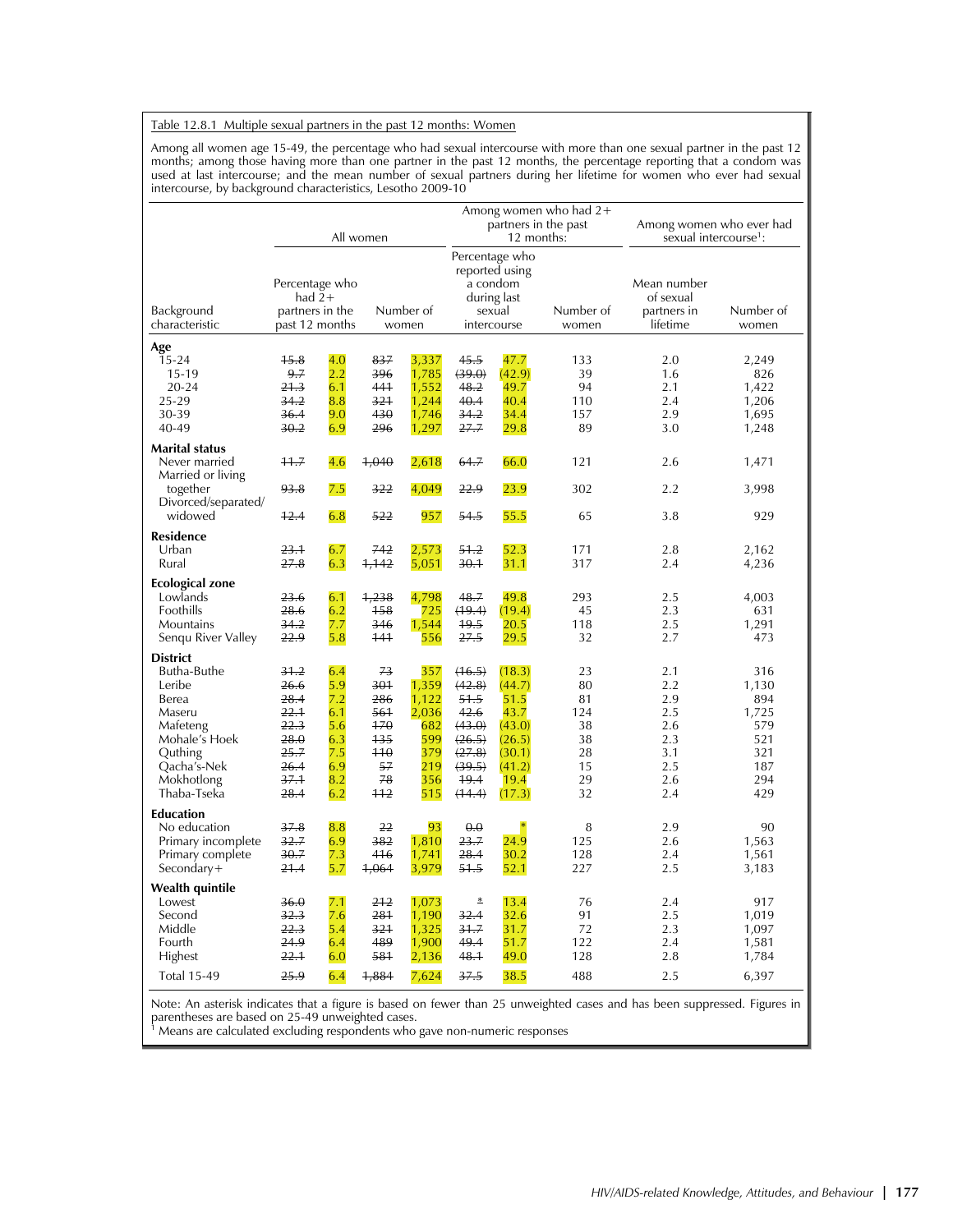Table 12.8.1 Multiple sexual partners in the past 12 months: Women

Among all women age 15-49, the percentage who had sexual intercourse with more than one sexual partner in the past 12 months; among those having more than one partner in the past 12 months, the percentage reporting that a condom was used at last intercourse; and the mean number of sexual partners during her lifetime for women who ever had sexual intercourse, by background characteristics, Lesotho 2009-10

| Background characteristic | All women | | | | Among women who had 2+ partners in the past 12 months: | | | Among women who ever had sexual intercourse[1]: | |
|---|---|---|---|---|---|---|---|---|---|
| | Percentage who had 2+ partners in the past 12 months | | Number of women | | Percentage who reported using a condom during last sexual intercourse | | Number of women | Mean number of sexual partners in lifetime | Number of women |
| **Age** | | | | | | | | | |
| 15-24 | ~~15.8~~ | 4.0 | ~~837~~ | 3,337 | ~~45.5~~ | 47.7 | 133 | 2.0 | 2,249 |
| 15-19 | ~~9.7~~ | 2.2 | ~~396~~ | 1,785 | ~~(39.0)~~ | (42.9) | 39 | 1.6 | 826 |
| 20-24 | ~~21.3~~ | 6.1 | ~~441~~ | 1,552 | ~~48.2~~ | 49.7 | 94 | 2.1 | 1,422 |
| 25-29 | ~~34.2~~ | 8.8 | ~~321~~ | 1,244 | ~~40.4~~ | 40.4 | 110 | 2.4 | 1,206 |
| 30-39 | ~~36.4~~ | 9.0 | ~~430~~ | 1,746 | ~~34.2~~ | 34.4 | 157 | 2.9 | 1,695 |
| 40-49 | ~~30.2~~ | 6.9 | ~~296~~ | 1,297 | ~~27.7~~ | 29.8 | 89 | 3.0 | 1,248 |
| **Marital status** | | | | | | | | | |
| Never married | ~~11.7~~ | 4.6 | ~~1,040~~ | 2,618 | ~~64.7~~ | 66.0 | 121 | 2.6 | 1,471 |
| Married or living together | ~~93.8~~ | 7.5 | ~~322~~ | 4,049 | ~~22.9~~ | 23.9 | 302 | 2.2 | 3,998 |
| Divorced/separated/ widowed | ~~12.4~~ | 6.8 | ~~522~~ | 957 | ~~54.5~~ | 55.5 | 65 | 3.8 | 929 |
| **Residence** | | | | | | | | | |
| Urban | ~~23.1~~ | 6.7 | ~~742~~ | 2,573 | ~~51.2~~ | 52.3 | 171 | 2.8 | 2,162 |
| Rural | ~~27.8~~ | 6.3 | ~~1,142~~ | 5,051 | ~~30.1~~ | 31.1 | 317 | 2.4 | 4,236 |
| **Ecological zone** | | | | | | | | | |
| Lowlands | ~~23.6~~ | 6.1 | ~~1,238~~ | 4,798 | ~~48.7~~ | 49.8 | 293 | 2.5 | 4,003 |
| Foothills | ~~28.6~~ | 6.2 | ~~158~~ | 725 | ~~(19.4)~~ | (19.4) | 45 | 2.3 | 631 |
| Mountains | ~~34.2~~ | 7.7 | ~~346~~ | 1,544 | ~~19.5~~ | 20.5 | 118 | 2.5 | 1,291 |
| Senqu River Valley | ~~22.9~~ | 5.8 | ~~141~~ | 556 | ~~27.5~~ | 29.5 | 32 | 2.7 | 473 |
| **District** | | | | | | | | | |
| Butha-Buthe | ~~31.2~~ | 6.4 | ~~73~~ | 357 | ~~(16.5)~~ | (18.3) | 23 | 2.1 | 316 |
| Leribe | ~~26.6~~ | 5.9 | ~~301~~ | 1,359 | ~~(42.8)~~ | (44.7) | 80 | 2.2 | 1,130 |
| Berea | ~~28.4~~ | 7.2 | ~~286~~ | 1,122 | ~~51.5~~ | 51.5 | 81 | 2.9 | 894 |
| Maseru | ~~22.1~~ | 6.1 | ~~561~~ | 2,036 | ~~42.6~~ | 43.7 | 124 | 2.5 | 1,725 |
| Mafeteng | ~~22.3~~ | 5.6 | ~~170~~ | 682 | ~~(43.0)~~ | (43.0) | 38 | 2.6 | 579 |
| Mohale's Hoek | ~~28.0~~ | 6.3 | ~~135~~ | 599 | ~~(26.5)~~ | (26.5) | 38 | 2.3 | 521 |
| Quthing | ~~25.7~~ | 7.5 | ~~110~~ | 379 | ~~(27.8)~~ | (30.1) | 28 | 3.1 | 321 |
| Qacha's-Nek | ~~26.4~~ | 6.9 | ~~57~~ | 219 | ~~(39.5)~~ | (41.2) | 15 | 2.5 | 187 |
| Mokhotlong | ~~37.1~~ | 8.2 | ~~78~~ | 356 | ~~19.4~~ | 19.4 | 29 | 2.6 | 294 |
| Thaba-Tseka | ~~28.4~~ | 6.2 | ~~112~~ | 515 | ~~(14.4)~~ | (17.3) | 32 | 2.4 | 429 |
| **Education** | | | | | | | | | |
| No education | ~~37.8~~ | 8.8 | ~~22~~ | 93 | ~~0.0~~ | * | 8 | 2.9 | 90 |
| Primary incomplete | ~~32.7~~ | 6.9 | ~~382~~ | 1,810 | ~~23.7~~ | 24.9 | 125 | 2.6 | 1,563 |
| Primary complete | ~~30.7~~ | 7.3 | ~~416~~ | 1,741 | ~~28.4~~ | 30.2 | 128 | 2.4 | 1,561 |
| Secondary+ | ~~21.4~~ | 5.7 | ~~1,064~~ | 3,979 | ~~51.5~~ | 52.1 | 227 | 2.5 | 3,183 |
| **Wealth quintile** | | | | | | | | | |
| Lowest | ~~36.0~~ | 7.1 | ~~212~~ | 1,073 | ~~*~~ | 13.4 | 76 | 2.4 | 917 |
| Second | ~~32.3~~ | 7.6 | ~~281~~ | 1,190 | ~~32.4~~ | 32.6 | 91 | 2.5 | 1,019 |
| Middle | ~~22.3~~ | 5.4 | ~~321~~ | 1,325 | ~~31.7~~ | 31.7 | 72 | 2.3 | 1,097 |
| Fourth | ~~24.9~~ | 6.4 | ~~489~~ | 1,900 | ~~49.4~~ | 51.7 | 122 | 2.4 | 1,581 |
| Highest | ~~22.1~~ | 6.0 | ~~581~~ | 2,136 | ~~48.1~~ | 49.0 | 128 | 2.8 | 1,784 |
| Total 15-49 | ~~25.9~~ | 6.4 | ~~1,884~~ | 7,624 | ~~37.5~~ | 38.5 | 488 | 2.5 | 6,397 |

Note: An asterisk indicates that a figure is based on fewer than 25 unweighted cases and has been suppressed. Figures in parentheses are based on 25-49 unweighted cases.
[1] Means are calculated excluding respondents who gave non-numeric responses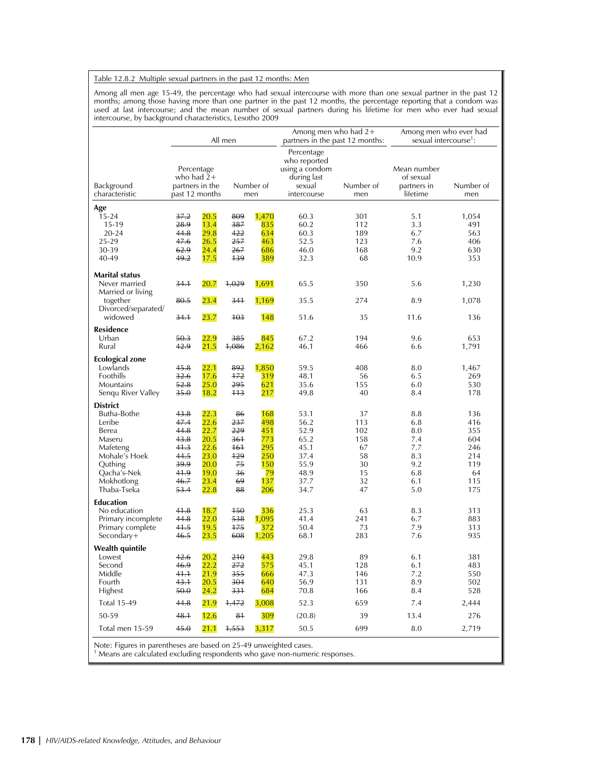Table 12.8.2 Multiple sexual partners in the past 12 months: Men

Among all men age 15-49, the percentage who had sexual intercourse with more than one sexual partner in the past 12 months; among those having more than one partner in the past 12 months, the percentage reporting that a condom was used at last intercourse; and the mean number of sexual partners during his lifetime for men who ever had sexual intercourse, by background characteristics, Lesotho 2009

| Background characteristic | All men | | Among men who had 2+ partners in the past 12 months: | | Among men who ever had sexual intercourse[1]: | |
|---|---|---|---|---|---|---|
| | Percentage who had 2+ partners in the past 12 months | Number of men | Percentage who reported using a condom during last sexual intercourse | Number of men | Mean number of sexual partners in lifetime | Number of men |
| **Age** | | | | | | |
| 15-24 | ~~37.2~~ 20.5 | ~~809~~ 1,470 | 60.3 | 301 | 5.1 | 1,054 |
| 15-19 | ~~28.9~~ 13.4 | ~~387~~ 835 | 60.2 | 112 | 3.3 | 491 |
| 20-24 | ~~44.8~~ 29.8 | ~~422~~ 634 | 60.3 | 189 | 6.7 | 563 |
| 25-29 | ~~47.6~~ 26.5 | ~~257~~ 463 | 52.5 | 123 | 7.6 | 406 |
| 30-39 | ~~62.9~~ 24.4 | ~~267~~ 686 | 46.0 | 168 | 9.2 | 630 |
| 40-49 | ~~49.2~~ 17.5 | ~~139~~ 389 | 32.3 | 68 | 10.9 | 353 |
| **Marital status** | | | | | | |
| Never married | ~~34.1~~ 20.7 | ~~1,029~~ 1,691 | 65.5 | 350 | 5.6 | 1,230 |
| Married or living together | ~~80.5~~ 23.4 | ~~341~~ 1,169 | 35.5 | 274 | 8.9 | 1,078 |
| Divorced/separated/ widowed | ~~34.1~~ 23.7 | ~~103~~ 148 | 51.6 | 35 | 11.6 | 136 |
| **Residence** | | | | | | |
| Urban | ~~50.3~~ 22.9 | ~~385~~ 845 | 67.2 | 194 | 9.6 | 653 |
| Rural | ~~42.9~~ 21.5 | ~~1,086~~ 2,162 | 46.1 | 466 | 6.6 | 1,791 |
| **Ecological zone** | | | | | | |
| Lowlands | ~~45.8~~ 22.1 | ~~892~~ 1,850 | 59.5 | 408 | 8.0 | 1,467 |
| Foothills | ~~32.6~~ 17.6 | ~~172~~ 319 | 48.1 | 56 | 6.5 | 269 |
| Mountains | ~~52.8~~ 25.0 | ~~295~~ 621 | 35.6 | 155 | 6.0 | 530 |
| Senqu River Valley | ~~35.0~~ 18.2 | ~~113~~ 217 | 49.8 | 40 | 8.4 | 178 |
| **District** | | | | | | |
| Butha-Bothe | ~~43.8~~ 22.3 | ~~86~~ 168 | 53.1 | 37 | 8.8 | 136 |
| Leribe | ~~47.4~~ 22.6 | ~~237~~ 498 | 56.2 | 113 | 6.8 | 416 |
| Berea | ~~44.8~~ 22.7 | ~~229~~ 451 | 52.9 | 102 | 8.0 | 355 |
| Maseru | ~~43.8~~ 20.5 | ~~361~~ 773 | 65.2 | 158 | 7.4 | 604 |
| Mafeteng | ~~41.3~~ 22.6 | ~~161~~ 295 | 45.1 | 67 | 7.7 | 246 |
| Mohale's Hoek | ~~44.5~~ 23.0 | ~~129~~ 250 | 37.4 | 58 | 8.3 | 214 |
| Quthing | ~~39.9~~ 20.0 | ~~75~~ 150 | 55.9 | 30 | 9.2 | 119 |
| Qacha's-Nek | ~~41.9~~ 19.0 | ~~36~~ 79 | 48.9 | 15 | 6.8 | 64 |
| Mokhotlong | ~~46.7~~ 23.4 | ~~69~~ 137 | 37.7 | 32 | 6.1 | 115 |
| Thaba-Tseka | ~~53.4~~ 22.8 | ~~88~~ 206 | 34.7 | 47 | 5.0 | 175 |
| **Education** | | | | | | |
| No education | ~~41.8~~ 18.7 | ~~150~~ 336 | 25.3 | 63 | 8.3 | 313 |
| Primary incomplete | ~~44.8~~ 22.0 | ~~538~~ 1,095 | 41.4 | 241 | 6.7 | 883 |
| Primary complete | ~~41.5~~ 19.5 | ~~175~~ 372 | 50.4 | 73 | 7.9 | 313 |
| Secondary+ | ~~46.5~~ 23.5 | ~~608~~ 1,205 | 68.1 | 283 | 7.6 | 935 |
| **Wealth quintile** | | | | | | |
| Lowest | ~~42.6~~ 20.2 | ~~210~~ 443 | 29.8 | 89 | 6.1 | 381 |
| Second | ~~46.9~~ 22.2 | ~~272~~ 575 | 45.1 | 128 | 6.1 | 483 |
| Middle | ~~41.1~~ 21.9 | ~~355~~ 666 | 47.3 | 146 | 7.2 | 550 |
| Fourth | ~~43.1~~ 20.5 | ~~304~~ 640 | 56.9 | 131 | 8.9 | 502 |
| Highest | ~~50.0~~ 24.2 | ~~331~~ 684 | 70.8 | 166 | 8.4 | 528 |
| Total 15-49 | ~~44.8~~ 21.9 | ~~1,472~~ 3,008 | 52.3 | 659 | 7.4 | 2,444 |
| 50-59 | ~~48.1~~ 12.6 | ~~81~~ 309 | (20.8) | 39 | 13.4 | 276 |
| Total men 15-59 | ~~45.0~~ 21.1 | ~~1,553~~ 3,317 | 50.5 | 699 | 8.0 | 2,719 |

Note: Figures in parentheses are based on 25-49 unweighted cases.
[1] Means are calculated excluding respondents who gave non-numeric responses.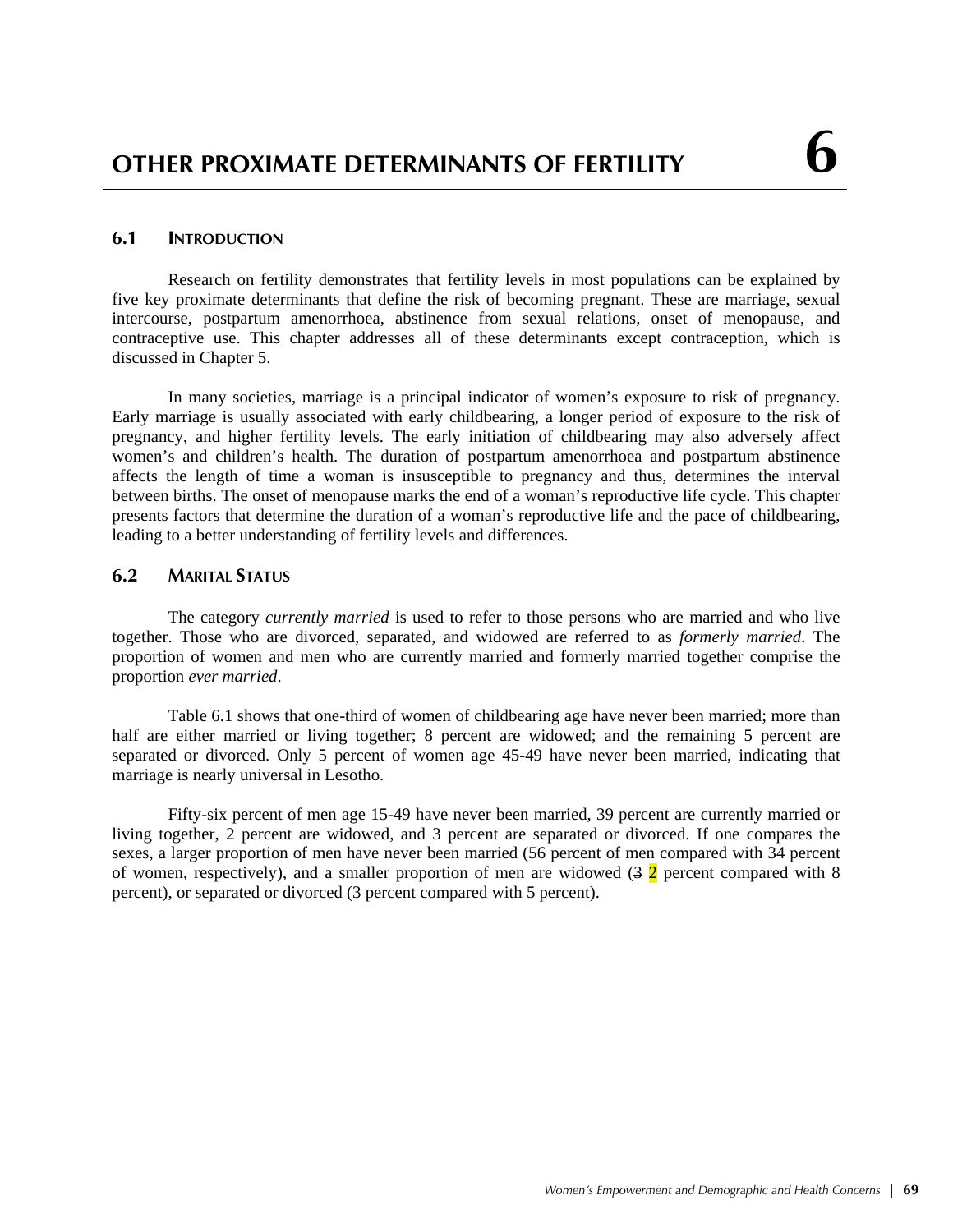# OTHER PROXIMATE DETERMINANTS OF FERTILITY 6

## 6.1 INTRODUCTION

Research on fertility demonstrates that fertility levels in most populations can be explained by five key proximate determinants that define the risk of becoming pregnant. These are marriage, sexual intercourse, postpartum amenorrhoea, abstinence from sexual relations, onset of menopause, and contraceptive use. This chapter addresses all of these determinants except contraception, which is discussed in Chapter 5.

In many societies, marriage is a principal indicator of women's exposure to risk of pregnancy. Early marriage is usually associated with early childbearing, a longer period of exposure to the risk of pregnancy, and higher fertility levels. The early initiation of childbearing may also adversely affect women's and children's health. The duration of postpartum amenorrhoea and postpartum abstinence affects the length of time a woman is insusceptible to pregnancy and thus, determines the interval between births. The onset of menopause marks the end of a woman's reproductive life cycle. This chapter presents factors that determine the duration of a woman's reproductive life and the pace of childbearing, leading to a better understanding of fertility levels and differences.

## 6.2 MARITAL STATUS

The category *currently married* is used to refer to those persons who are married and who live together. Those who are divorced, separated, and widowed are referred to as *formerly married*. The proportion of women and men who are currently married and formerly married together comprise the proportion *ever married*.

Table 6.1 shows that one-third of women of childbearing age have never been married; more than half are either married or living together; 8 percent are widowed; and the remaining 5 percent are separated or divorced. Only 5 percent of women age 45-49 have never been married, indicating that marriage is nearly universal in Lesotho.

Fifty-six percent of men age 15-49 have never been married, 39 percent are currently married or living together, 2 percent are widowed, and 3 percent are separated or divorced. If one compares the sexes, a larger proportion of men have never been married (56 percent of men compared with 34 percent of women, respectively), and a smaller proportion of men are widowed (~~3~~ 2 percent compared with 8 percent), or separated or divorced (3 percent compared with 5 percent).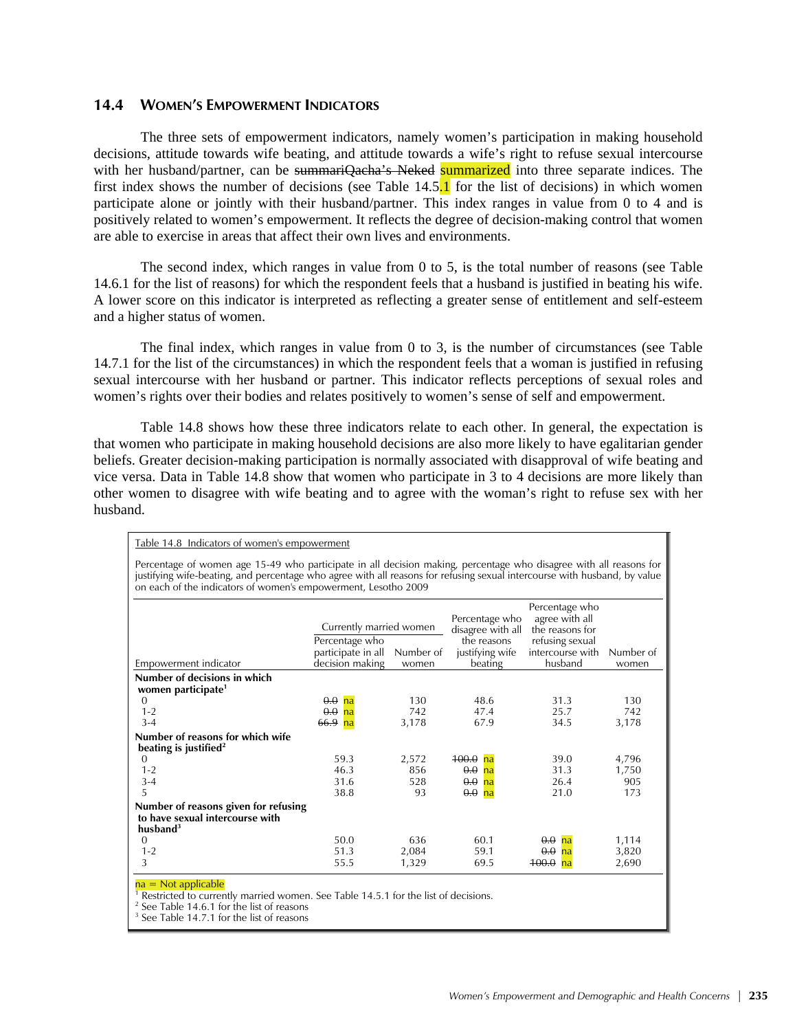## 14.4 WOMEN'S EMPOWERMENT INDICATORS

The three sets of empowerment indicators, namely women's participation in making household decisions, attitude towards wife beating, and attitude towards a wife's right to refuse sexual intercourse with her husband/partner, can be ~~summariQacha's Neked~~ summarized into three separate indices. The first index shows the number of decisions (see Table 14.5.1 for the list of decisions) in which women participate alone or jointly with their husband/partner. This index ranges in value from 0 to 4 and is positively related to women's empowerment. It reflects the degree of decision-making control that women are able to exercise in areas that affect their own lives and environments.

The second index, which ranges in value from 0 to 5, is the total number of reasons (see Table 14.6.1 for the list of reasons) for which the respondent feels that a husband is justified in beating his wife. A lower score on this indicator is interpreted as reflecting a greater sense of entitlement and self-esteem and a higher status of women.

The final index, which ranges in value from 0 to 3, is the number of circumstances (see Table 14.7.1 for the list of the circumstances) in which the respondent feels that a woman is justified in refusing sexual intercourse with her husband or partner. This indicator reflects perceptions of sexual roles and women's rights over their bodies and relates positively to women's sense of self and empowerment.

Table 14.8 shows how these three indicators relate to each other. In general, the expectation is that women who participate in making household decisions are also more likely to have egalitarian gender beliefs. Greater decision-making participation is normally associated with disapproval of wife beating and vice versa. Data in Table 14.8 show that women who participate in 3 to 4 decisions are more likely than other women to disagree with wife beating and to agree with the woman's right to refuse sex with her husband.

Table 14.8 Indicators of women's empowerment

Percentage of women age 15-49 who participate in all decision making, percentage who disagree with all reasons for justifying wife-beating, and percentage who agree with all reasons for refusing sexual intercourse with husband, by value on each of the indicators of women's empowerment, Lesotho 2009

| Empowerment indicator | Currently married women | | Percentage who disagree with all the reasons justifying wife beating | Percentage who agree with all the reasons for refusing sexual intercourse with husband | Number of women |
|---|---|---|---|---|---|
| | Percentage who participate in all decision making | Number of women | | | |
| **Number of decisions in which women participate**[1] | | | | | |
| 0 | ~~0.0~~ na | 130 | 48.6 | 31.3 | 130 |
| 1-2 | ~~0.0~~ na | 742 | 47.4 | 25.7 | 742 |
| 3-4 | ~~66.9~~ na | 3,178 | 67.9 | 34.5 | 3,178 |
| **Number of reasons for which wife beating is justified**[2] | | | | | |
| 0 | 59.3 | 2,572 | ~~100.0~~ na | 39.0 | 4,796 |
| 1-2 | 46.3 | 856 | ~~0.0~~ na | 31.3 | 1,750 |
| 3-4 | 31.6 | 528 | ~~0.0~~ na | 26.4 | 905 |
| 5 | 38.8 | 93 | ~~0.0~~ na | 21.0 | 173 |
| **Number of reasons given for refusing to have sexual intercourse with husband**[3] | | | | | |
| 0 | 50.0 | 636 | 60.1 | ~~0.0~~ na | 1,114 |
| 1-2 | 51.3 | 2,084 | 59.1 | ~~0.0~~ na | 3,820 |
| 3 | 55.5 | 1,329 | 69.5 | ~~100.0~~ na | 2,690 |

na = Not applicable
[1] Restricted to currently married women. See Table 14.5.1 for the list of decisions.
[2] See Table 14.6.1 for the list of reasons
[3] See Table 14.7.1 for the list of reasons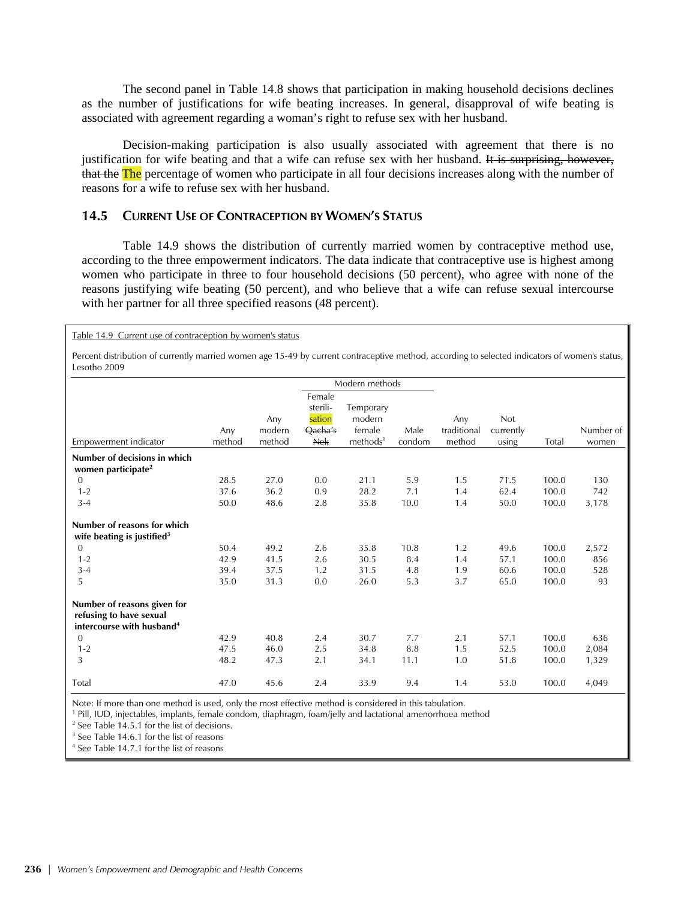The second panel in Table 14.8 shows that participation in making household decisions declines as the number of justifications for wife beating increases. In general, disapproval of wife beating is associated with agreement regarding a woman's right to refuse sex with her husband.

Decision-making participation is also usually associated with agreement that there is no justification for wife beating and that a wife can refuse sex with her husband. ~~It is surprising, however, that the~~ The percentage of women who participate in all four decisions increases along with the number of reasons for a wife to refuse sex with her husband.

## 14.5 CURRENT USE OF CONTRACEPTION BY WOMEN'S STATUS

Table 14.9 shows the distribution of currently married women by contraceptive method use, according to the three empowerment indicators. The data indicate that contraceptive use is highest among women who participate in three to four household decisions (50 percent), who agree with none of the reasons justifying wife beating (50 percent), and who believe that a wife can refuse sexual intercourse with her partner for all three specified reasons (48 percent).

Table 14.9 Current use of contraception by women's status

Percent distribution of currently married women age 15-49 by current contraceptive method, according to selected indicators of women's status, Lesotho 2009

| | | | Modern methods | | | | | | |
|---|---|---|---|---|---|---|---|---|---|
| Empowerment indicator | Any method | Any modern method | Female sterili-sation ~~Qacha's Nek~~ | Temporary modern female methods[1] | Male condom | Any traditional method | Not currently using | Total | Number of women |
| **Number of decisions in which women participate[2]** | | | | | | | | | |
| 0 | 28.5 | 27.0 | 0.0 | 21.1 | 5.9 | 1.5 | 71.5 | 100.0 | 130 |
| 1-2 | 37.6 | 36.2 | 0.9 | 28.2 | 7.1 | 1.4 | 62.4 | 100.0 | 742 |
| 3-4 | 50.0 | 48.6 | 2.8 | 35.8 | 10.0 | 1.4 | 50.0 | 100.0 | 3,178 |
| **Number of reasons for which wife beating is justified[3]** | | | | | | | | | |
| 0 | 50.4 | 49.2 | 2.6 | 35.8 | 10.8 | 1.2 | 49.6 | 100.0 | 2,572 |
| 1-2 | 42.9 | 41.5 | 2.6 | 30.5 | 8.4 | 1.4 | 57.1 | 100.0 | 856 |
| 3-4 | 39.4 | 37.5 | 1.2 | 31.5 | 4.8 | 1.9 | 60.6 | 100.0 | 528 |
| 5 | 35.0 | 31.3 | 0.0 | 26.0 | 5.3 | 3.7 | 65.0 | 100.0 | 93 |
| **Number of reasons given for refusing to have sexual intercourse with husband[4]** | | | | | | | | | |
| 0 | 42.9 | 40.8 | 2.4 | 30.7 | 7.7 | 2.1 | 57.1 | 100.0 | 636 |
| 1-2 | 47.5 | 46.0 | 2.5 | 34.8 | 8.8 | 1.5 | 52.5 | 100.0 | 2,084 |
| 3 | 48.2 | 47.3 | 2.1 | 34.1 | 11.1 | 1.0 | 51.8 | 100.0 | 1,329 |
| Total | 47.0 | 45.6 | 2.4 | 33.9 | 9.4 | 1.4 | 53.0 | 100.0 | 4,049 |

Note: If more than one method is used, only the most effective method is considered in this tabulation.
[1] Pill, IUD, injectables, implants, female condom, diaphragm, foam/jelly and lactational amenorrhoea method
[2] See Table 14.5.1 for the list of decisions.
[3] See Table 14.6.1 for the list of reasons
[4] See Table 14.7.1 for the list of reasons